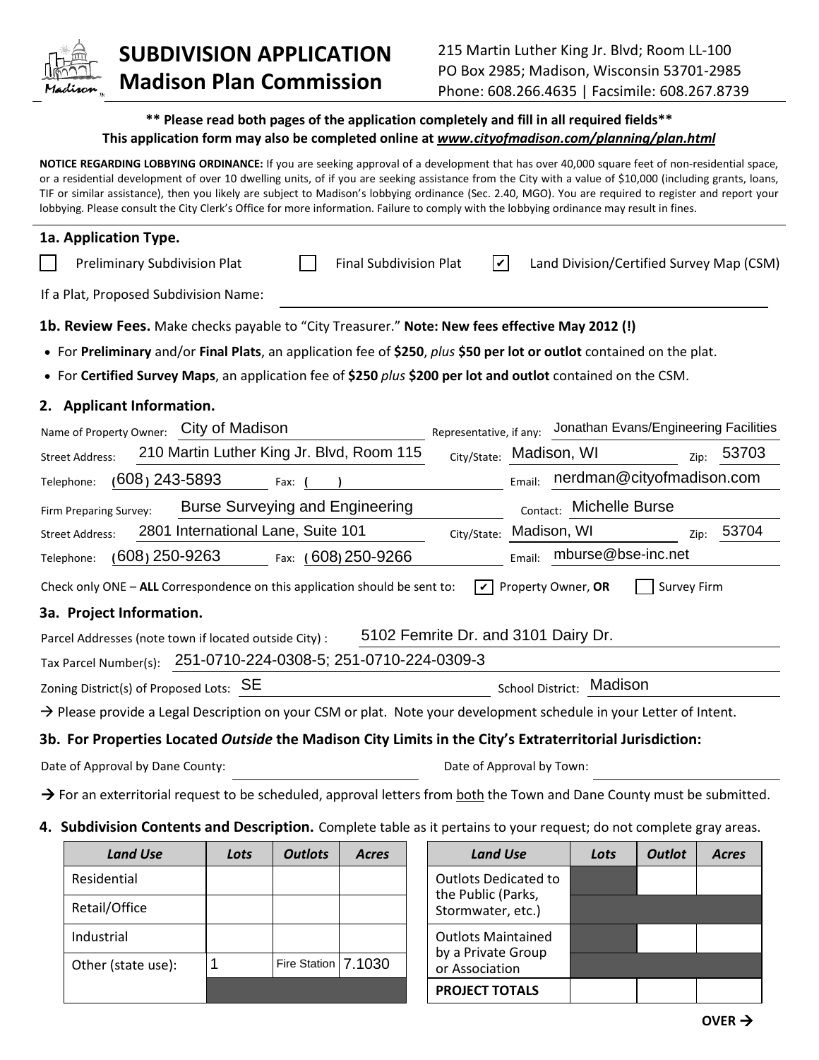# SUBDIVISION APPLICATION
## Madison Plan Commission

215 Martin Luther King Jr. Blvd; Room LL-100
PO Box 2985; Madison, Wisconsin 53701-2985
Phone: 608.266.4635 | Facsimile: 608.267.8739

**\*\* Please read both pages of the application completely and fill in all required fields\*\***
**This application form may also be completed online at *www.cityofmadison.com/planning/plan.html***

**NOTICE REGARDING LOBBYING ORDINANCE:** If you are seeking approval of a development that has over 40,000 square feet of non-residential space, or a residential development of over 10 dwelling units, of if you are seeking assistance from the City with a value of $10,000 (including grants, loans, TIF or similar assistance), then you likely are subject to Madison's lobbying ordinance (Sec. 2.40, MGO). You are required to register and report your lobbying. Please consult the City Clerk's Office for more information. Failure to comply with the lobbying ordinance may result in fines.

### 1a. Application Type.

☐ Preliminary Subdivision Plat ☐ Final Subdivision Plat ☑ Land Division/Certified Survey Map (CSM)

If a Plat, Proposed Subdivision Name: ______________________

**1b. Review Fees.** Make checks payable to "City Treasurer." **Note: New fees effective May 2012 (!)**

- For **Preliminary** and/or **Final Plats**, an application fee of **$250**, *plus* **$50 per lot or outlot** contained on the plat.
- For **Certified Survey Maps**, an application fee of **$250** *plus* **$200 per lot and outlot** contained on the CSM.

### 2. Applicant Information.

Name of Property Owner: City of Madison    Representative, if any: Jonathan Evans/Engineering Facilities

Street Address: 210 Martin Luther King Jr. Blvd, Room 115    City/State: Madison, WI    Zip: 53703

Telephone: (608) 243-5893    Fax: (   )    Email: nerdman@cityofmadison.com

Firm Preparing Survey: Burse Surveying and Engineering    Contact: Michelle Burse

Street Address: 2801 International Lane, Suite 101    City/State: Madison, WI    Zip: 53704

Telephone: (608) 250-9263    Fax: (608) 250-9266    Email: mburse@bse-inc.net

Check only ONE – **ALL** Correspondence on this application should be sent to: ☑ Property Owner, **OR** ☐ Survey Firm

### 3a. Project Information.

Parcel Addresses (note town if located outside City) : 5102 Femrite Dr. and 3101 Dairy Dr.

Tax Parcel Number(s): 251-0710-224-0308-5; 251-0710-224-0309-3

Zoning District(s) of Proposed Lots: SE    School District: Madison

→ Please provide a Legal Description on your CSM or plat. Note your development schedule in your Letter of Intent.

### 3b. For Properties Located *Outside* the Madison City Limits in the City's Extraterritorial Jurisdiction:

Date of Approval by Dane County: ______________    Date of Approval by Town: ______________

→ For an exterritorial request to be scheduled, approval letters from both the Town and Dane County must be submitted.

### 4. Subdivision Contents and Description.
Complete table as it pertains to your request; do not complete gray areas.

| *Land Use* | *Lots* | *Outlots* | *Acres* |
|---|---|---|---|
| Residential | | | |
| Retail/Office | | | |
| Industrial | | | |
| Other (state use): | 1 | Fire Station | 7.1030 |

| *Land Use* | *Lots* | *Outlot* | *Acres* |
|---|---|---|---|
| Outlots Dedicated to the Public (Parks, Stormwater, etc.) | | | |
| Outlots Maintained by a Private Group or Association | | | |
| **PROJECT TOTALS** | | | |

**OVER →**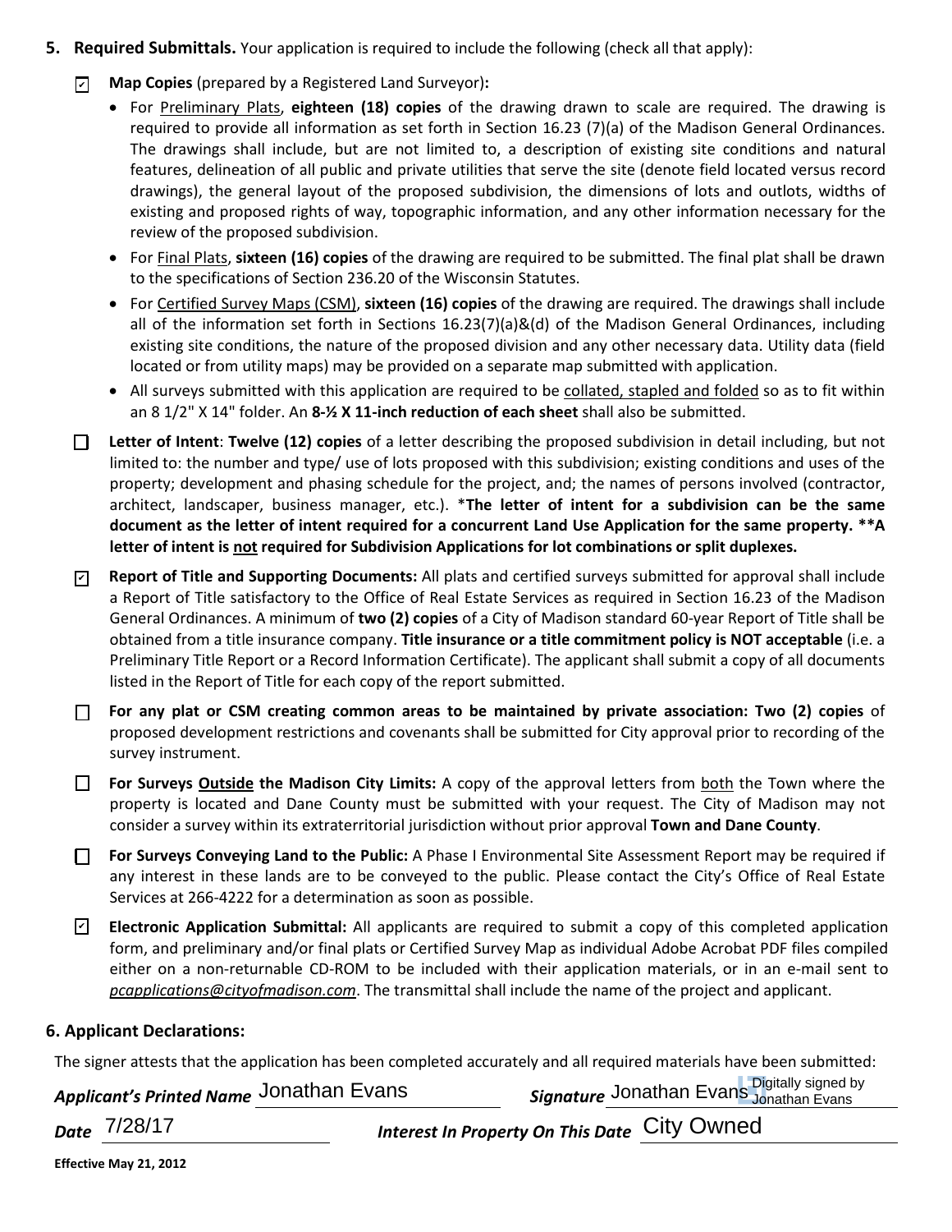5. **Required Submittals.** Your application is required to include the following (check all that apply):

- [x] **Map Copies** (prepared by a Registered Land Surveyor)**:**
  - For Preliminary Plats, **eighteen (18) copies** of the drawing drawn to scale are required. The drawing is required to provide all information as set forth in Section 16.23 (7)(a) of the Madison General Ordinances. The drawings shall include, but are not limited to, a description of existing site conditions and natural features, delineation of all public and private utilities that serve the site (denote field located versus record drawings), the general layout of the proposed subdivision, the dimensions of lots and outlots, widths of existing and proposed rights of way, topographic information, and any other information necessary for the review of the proposed subdivision.
  - For Final Plats, **sixteen (16) copies** of the drawing are required to be submitted. The final plat shall be drawn to the specifications of Section 236.20 of the Wisconsin Statutes.
  - For Certified Survey Maps (CSM), **sixteen (16) copies** of the drawing are required. The drawings shall include all of the information set forth in Sections 16.23(7)(a)&(d) of the Madison General Ordinances, including existing site conditions, the nature of the proposed division and any other necessary data. Utility data (field located or from utility maps) may be provided on a separate map submitted with application.
  - All surveys submitted with this application are required to be collated, stapled and folded so as to fit within an 8 1/2" X 14" folder. An **8-½ X 11-inch reduction of each sheet** shall also be submitted.

- [ ] **Letter of Intent**: **Twelve (12) copies** of a letter describing the proposed subdivision in detail including, but not limited to: the number and type/ use of lots proposed with this subdivision; existing conditions and uses of the property; development and phasing schedule for the project, and; the names of persons involved (contractor, architect, landscaper, business manager, etc.). ***The letter of intent for a subdivision can be the same document as the letter of intent required for a concurrent Land Use Application for the same property. **A letter of intent is not required for Subdivision Applications for lot combinations or split duplexes.**

- [x] **Report of Title and Supporting Documents:** All plats and certified surveys submitted for approval shall include a Report of Title satisfactory to the Office of Real Estate Services as required in Section 16.23 of the Madison General Ordinances. A minimum of **two (2) copies** of a City of Madison standard 60-year Report of Title shall be obtained from a title insurance company. **Title insurance or a title commitment policy is NOT acceptable** (i.e. a Preliminary Title Report or a Record Information Certificate). The applicant shall submit a copy of all documents listed in the Report of Title for each copy of the report submitted.

- [ ] **For any plat or CSM creating common areas to be maintained by private association: Two (2) copies** of proposed development restrictions and covenants shall be submitted for City approval prior to recording of the survey instrument.

- [ ] **For Surveys Outside the Madison City Limits:** A copy of the approval letters from both the Town where the property is located and Dane County must be submitted with your request. The City of Madison may not consider a survey within its extraterritorial jurisdiction without prior approval **Town and Dane County**.

- [ ] **For Surveys Conveying Land to the Public:** A Phase I Environmental Site Assessment Report may be required if any interest in these lands are to be conveyed to the public. Please contact the City's Office of Real Estate Services at 266-4222 for a determination as soon as possible.

- [x] **Electronic Application Submittal:** All applicants are required to submit a copy of this completed application form, and preliminary and/or final plats or Certified Survey Map as individual Adobe Acrobat PDF files compiled either on a non-returnable CD-ROM to be included with their application materials, or in an e-mail sent to *pcapplications@cityofmadison.com*. The transmittal shall include the name of the project and applicant.

## 6. Applicant Declarations:

The signer attests that the application has been completed accurately and all required materials have been submitted:

***Applicant's Printed Name*** Jonathan Evans ***Signature*** Jonathan Evans Digitally signed by Jonathan Evans

***Date*** 7/28/17 ***Interest In Property On This Date*** City Owned

**Effective May 21, 2012**